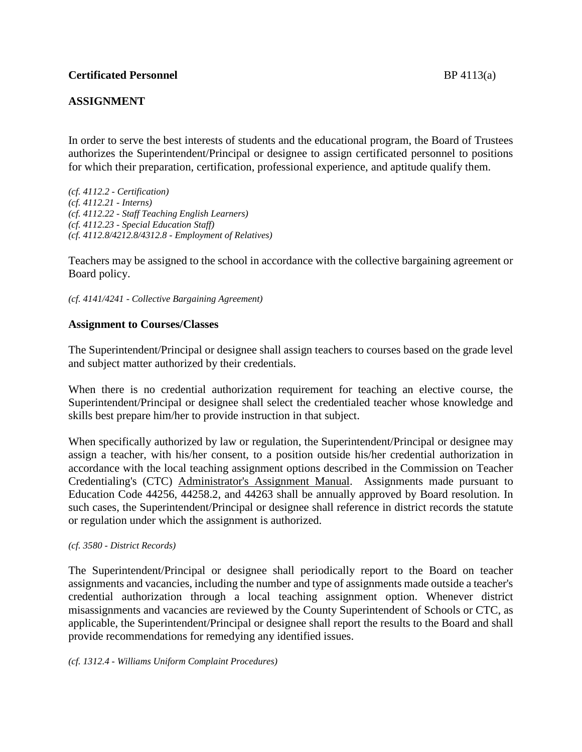**Certificated Personnel** BP 4113(a)

**ASSIGNMENT**

In order to serve the best interests of students and the educational program, the Board of Trustees authorizes the Superintendent/Principal or designee to assign certificated personnel to positions for which their preparation, certification, professional experience, and aptitude qualify them.

*(cf. 4112.2 - Certification)*
*(cf. 4112.21 - Interns)*
*(cf. 4112.22 - Staff Teaching English Learners)*
*(cf. 4112.23 - Special Education Staff)*
*(cf. 4112.8/4212.8/4312.8 - Employment of Relatives)*

Teachers may be assigned to the school in accordance with the collective bargaining agreement or Board policy.

*(cf. 4141/4241 - Collective Bargaining Agreement)*

**Assignment to Courses/Classes**

The Superintendent/Principal or designee shall assign teachers to courses based on the grade level and subject matter authorized by their credentials.

When there is no credential authorization requirement for teaching an elective course, the Superintendent/Principal or designee shall select the credentialed teacher whose knowledge and skills best prepare him/her to provide instruction in that subject.

When specifically authorized by law or regulation, the Superintendent/Principal or designee may assign a teacher, with his/her consent, to a position outside his/her credential authorization in accordance with the local teaching assignment options described in the Commission on Teacher Credentialing's (CTC) Administrator's Assignment Manual. Assignments made pursuant to Education Code 44256, 44258.2, and 44263 shall be annually approved by Board resolution. In such cases, the Superintendent/Principal or designee shall reference in district records the statute or regulation under which the assignment is authorized.

*(cf. 3580 - District Records)*

The Superintendent/Principal or designee shall periodically report to the Board on teacher assignments and vacancies, including the number and type of assignments made outside a teacher's credential authorization through a local teaching assignment option. Whenever district misassignments and vacancies are reviewed by the County Superintendent of Schools or CTC, as applicable, the Superintendent/Principal or designee shall report the results to the Board and shall provide recommendations for remedying any identified issues.

*(cf. 1312.4 - Williams Uniform Complaint Procedures)*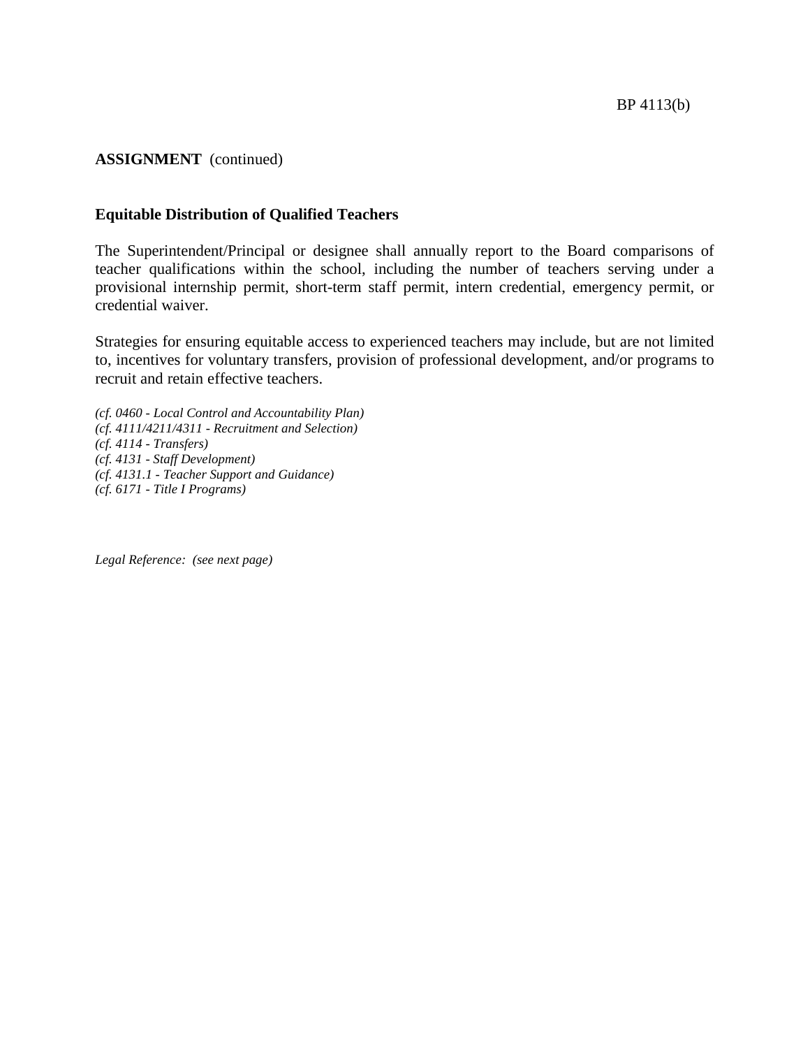**ASSIGNMENT** (continued)

**Equitable Distribution of Qualified Teachers**

The Superintendent/Principal or designee shall annually report to the Board comparisons of teacher qualifications within the school, including the number of teachers serving under a provisional internship permit, short-term staff permit, intern credential, emergency permit, or credential waiver.

Strategies for ensuring equitable access to experienced teachers may include, but are not limited to, incentives for voluntary transfers, provision of professional development, and/or programs to recruit and retain effective teachers.

*(cf. 0460 - Local Control and Accountability Plan)*
*(cf. 4111/4211/4311 - Recruitment and Selection)*
*(cf. 4114 - Transfers)*
*(cf. 4131 - Staff Development)*
*(cf. 4131.1 - Teacher Support and Guidance)*
*(cf. 6171 - Title I Programs)*

*Legal Reference: (see next page)*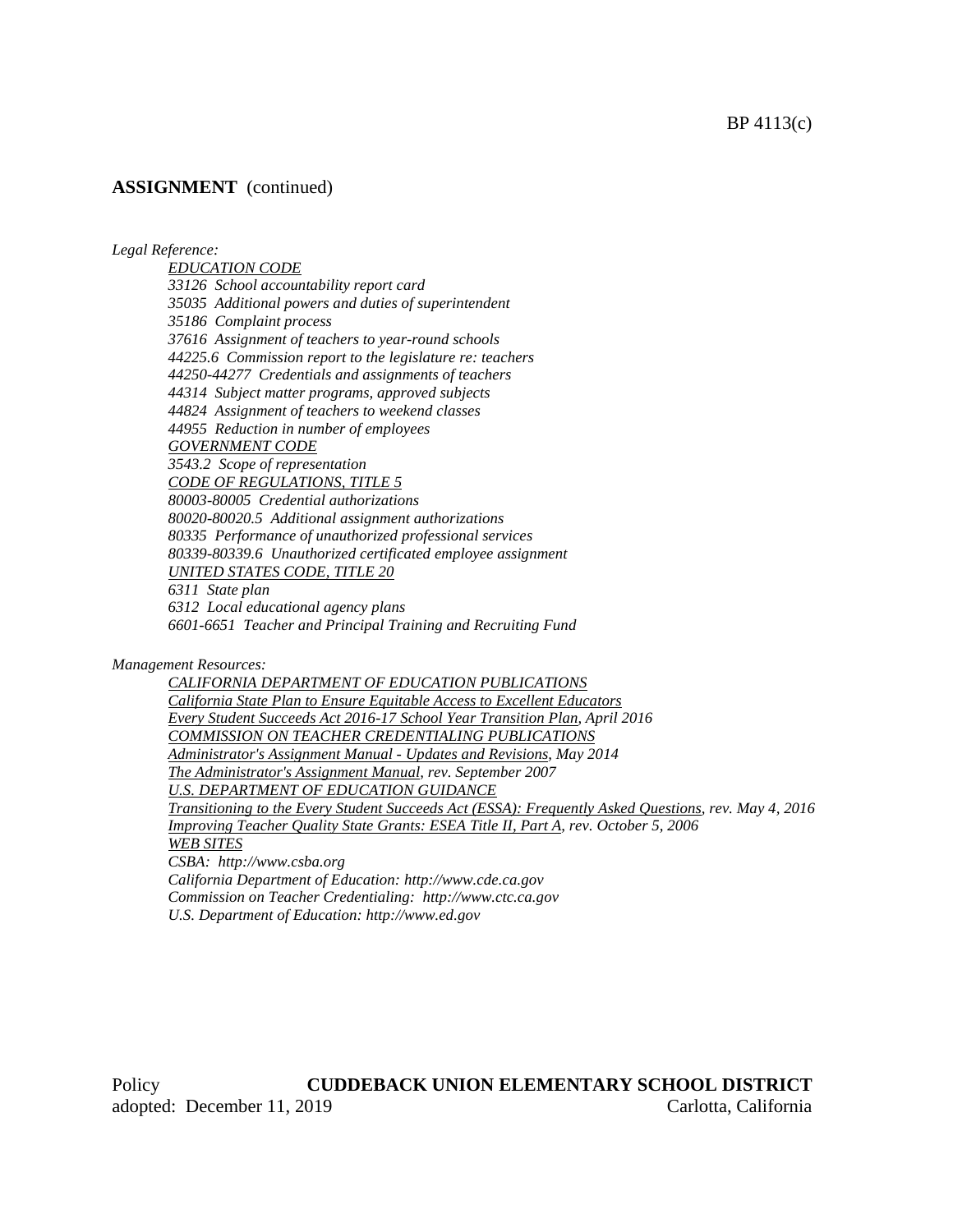**ASSIGNMENT** (continued)

*Legal Reference:*

*EDUCATION CODE*
*33126 School accountability report card*
*35035 Additional powers and duties of superintendent*
*35186 Complaint process*
*37616 Assignment of teachers to year-round schools*
*44225.6 Commission report to the legislature re: teachers*
*44250-44277 Credentials and assignments of teachers*
*44314 Subject matter programs, approved subjects*
*44824 Assignment of teachers to weekend classes*
*44955 Reduction in number of employees*
*GOVERNMENT CODE*
*3543.2 Scope of representation*
*CODE OF REGULATIONS, TITLE 5*
*80003-80005 Credential authorizations*
*80020-80020.5 Additional assignment authorizations*
*80335 Performance of unauthorized professional services*
*80339-80339.6 Unauthorized certificated employee assignment*
*UNITED STATES CODE, TITLE 20*
*6311 State plan*
*6312 Local educational agency plans*
*6601-6651 Teacher and Principal Training and Recruiting Fund*

*Management Resources:*

*CALIFORNIA DEPARTMENT OF EDUCATION PUBLICATIONS*
*California State Plan to Ensure Equitable Access to Excellent Educators*
*Every Student Succeeds Act 2016-17 School Year Transition Plan, April 2016*
*COMMISSION ON TEACHER CREDENTIALING PUBLICATIONS*
*Administrator's Assignment Manual - Updates and Revisions, May 2014*
*The Administrator's Assignment Manual, rev. September 2007*
*U.S. DEPARTMENT OF EDUCATION GUIDANCE*
*Transitioning to the Every Student Succeeds Act (ESSA): Frequently Asked Questions, rev. May 4, 2016*
*Improving Teacher Quality State Grants: ESEA Title II, Part A, rev. October 5, 2006*
*WEB SITES*
*CSBA: http://www.csba.org*
*California Department of Education: http://www.cde.ca.gov*
*Commission on Teacher Credentialing: http://www.ctc.ca.gov*
*U.S. Department of Education: http://www.ed.gov*

Policy **CUDDEBACK UNION ELEMENTARY SCHOOL DISTRICT**
adopted: December 11, 2019 Carlotta, California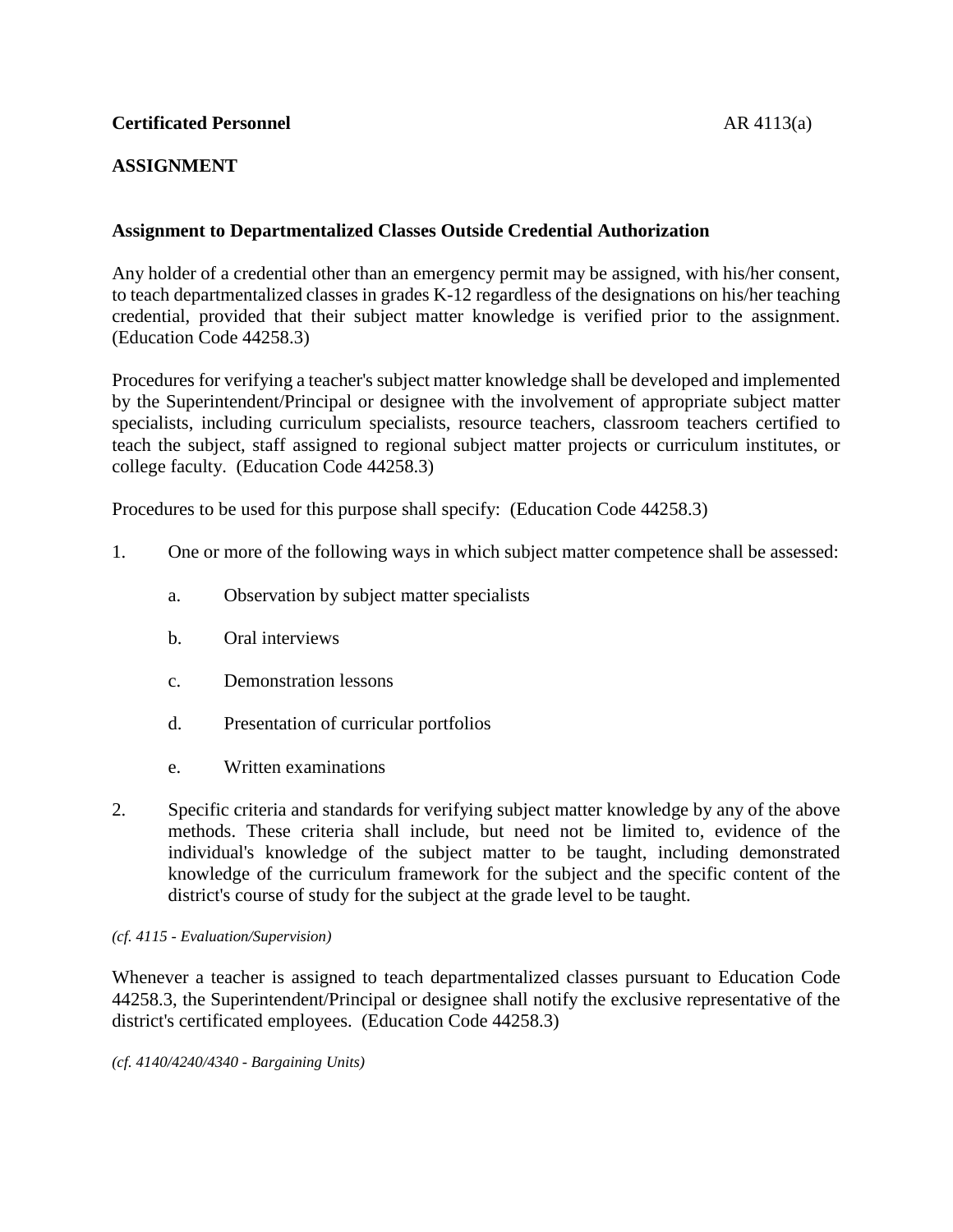**Certificated Personnel** AR 4113(a)

**ASSIGNMENT**

**Assignment to Departmentalized Classes Outside Credential Authorization**

Any holder of a credential other than an emergency permit may be assigned, with his/her consent, to teach departmentalized classes in grades K-12 regardless of the designations on his/her teaching credential, provided that their subject matter knowledge is verified prior to the assignment. (Education Code 44258.3)

Procedures for verifying a teacher's subject matter knowledge shall be developed and implemented by the Superintendent/Principal or designee with the involvement of appropriate subject matter specialists, including curriculum specialists, resource teachers, classroom teachers certified to teach the subject, staff assigned to regional subject matter projects or curriculum institutes, or college faculty. (Education Code 44258.3)

Procedures to be used for this purpose shall specify: (Education Code 44258.3)

1. One or more of the following ways in which subject matter competence shall be assessed:

   a. Observation by subject matter specialists

   b. Oral interviews

   c. Demonstration lessons

   d. Presentation of curricular portfolios

   e. Written examinations

2. Specific criteria and standards for verifying subject matter knowledge by any of the above methods. These criteria shall include, but need not be limited to, evidence of the individual's knowledge of the subject matter to be taught, including demonstrated knowledge of the curriculum framework for the subject and the specific content of the district's course of study for the subject at the grade level to be taught.

*(cf. 4115 - Evaluation/Supervision)*

Whenever a teacher is assigned to teach departmentalized classes pursuant to Education Code 44258.3, the Superintendent/Principal or designee shall notify the exclusive representative of the district's certificated employees. (Education Code 44258.3)

*(cf. 4140/4240/4340 - Bargaining Units)*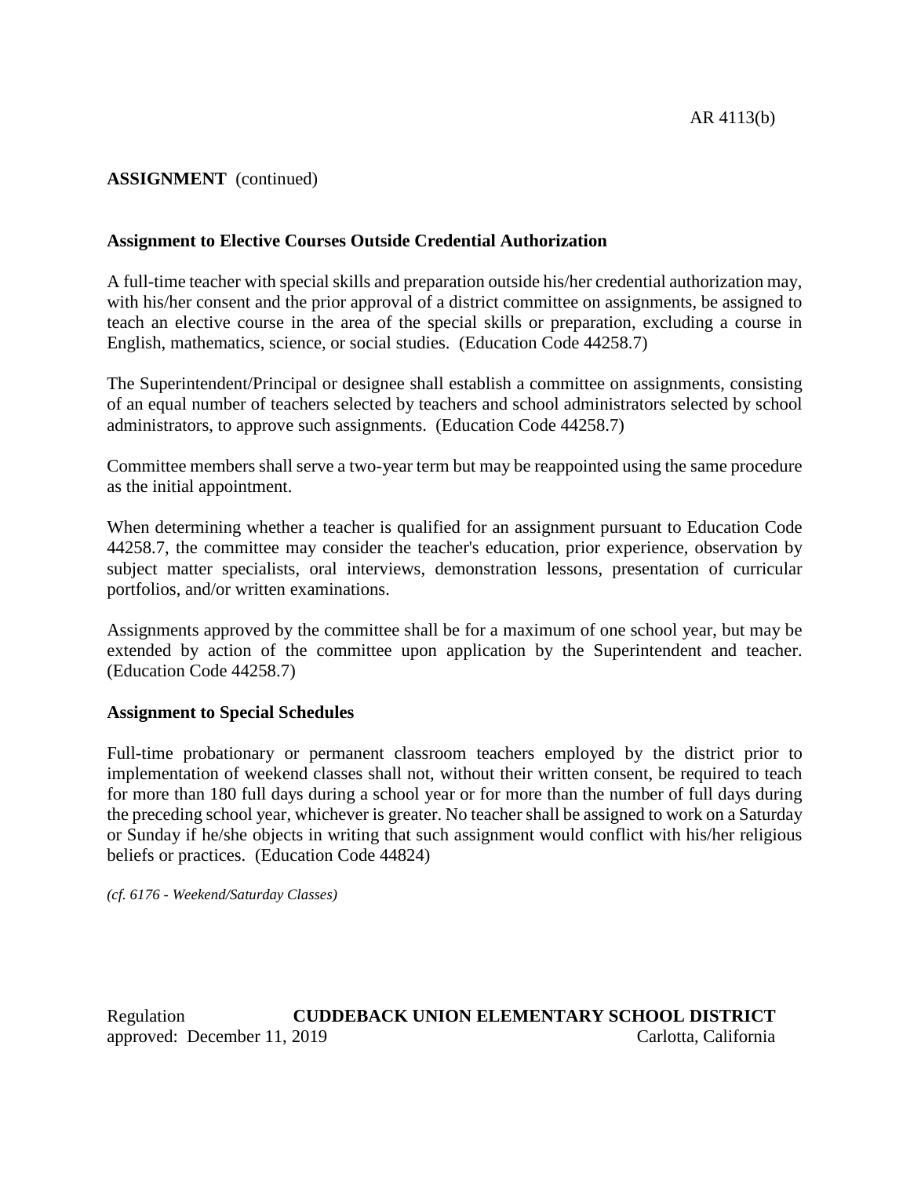**Assignment to Elective Courses Outside Credential Authorization**

A full-time teacher with special skills and preparation outside his/her credential authorization may, with his/her consent and the prior approval of a district committee on assignments, be assigned to teach an elective course in the area of the special skills or preparation, excluding a course in English, mathematics, science, or social studies. (Education Code 44258.7)

The Superintendent/Principal or designee shall establish a committee on assignments, consisting of an equal number of teachers selected by teachers and school administrators selected by school administrators, to approve such assignments. (Education Code 44258.7)

Committee members shall serve a two-year term but may be reappointed using the same procedure as the initial appointment.

When determining whether a teacher is qualified for an assignment pursuant to Education Code 44258.7, the committee may consider the teacher's education, prior experience, observation by subject matter specialists, oral interviews, demonstration lessons, presentation of curricular portfolios, and/or written examinations.

Assignments approved by the committee shall be for a maximum of one school year, but may be extended by action of the committee upon application by the Superintendent and teacher. (Education Code 44258.7)

**Assignment to Special Schedules**

Full-time probationary or permanent classroom teachers employed by the district prior to implementation of weekend classes shall not, without their written consent, be required to teach for more than 180 full days during a school year or for more than the number of full days during the preceding school year, whichever is greater. No teacher shall be assigned to work on a Saturday or Sunday if he/she objects in writing that such assignment would conflict with his/her religious beliefs or practices. (Education Code 44824)

*(cf. 6176 - Weekend/Saturday Classes)*

Regulation **CUDDEBACK UNION ELEMENTARY SCHOOL DISTRICT**
approved: December 11, 2019 Carlotta, California